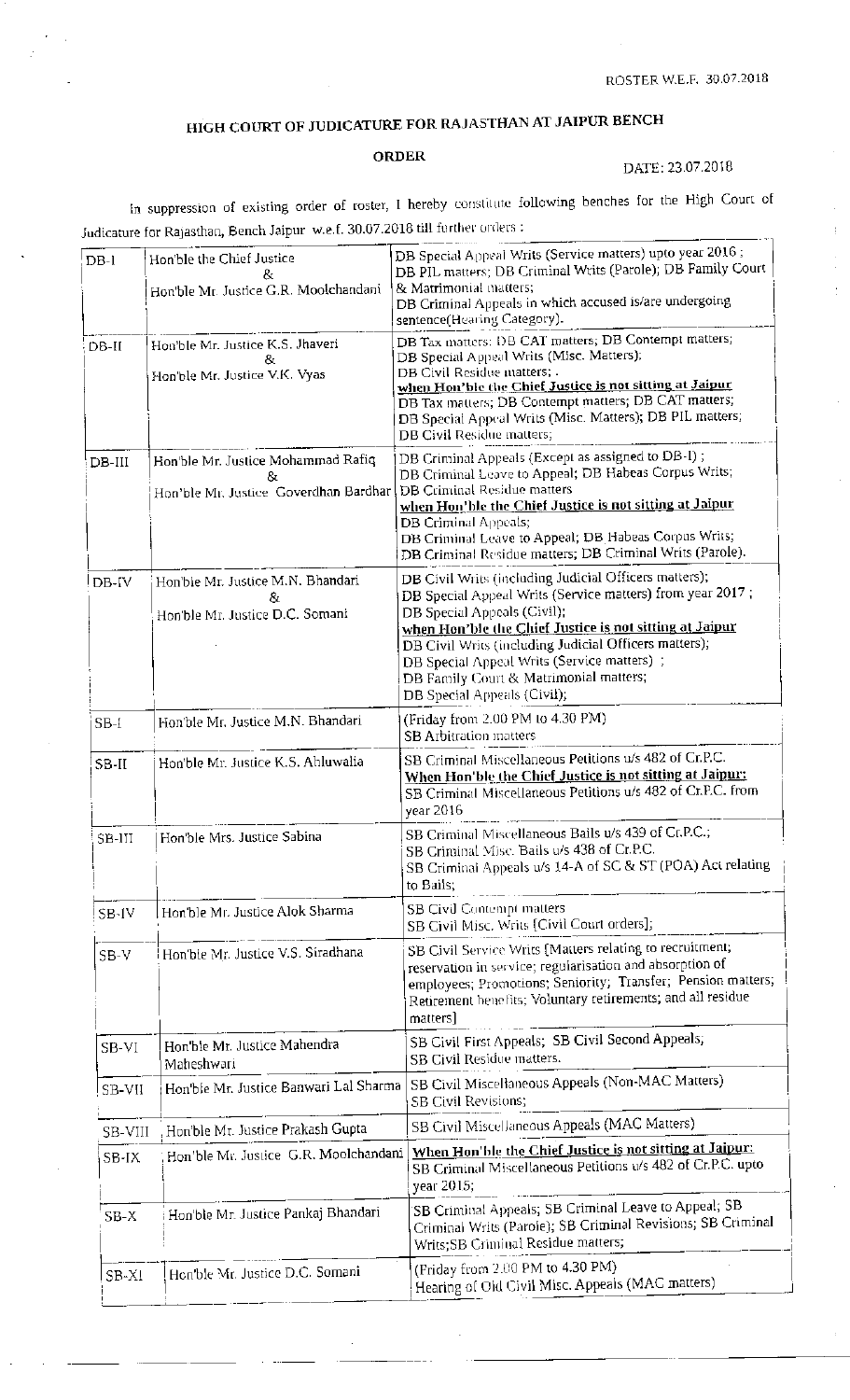ROSTER W.E.F. 30.07.2018

# HIGH COURT OF JUDICATURE FOR RAJASTHAN AT JAIPUR BENCH

## ORDER

DATE: 23.07.2018

In suppression of existing order of roster, I hereby constitute following benches for the High Court of Judicature for Rajasthan, Bench Jaipur w.e.f. 30.07.2018 till further orders :

| | | |
|---|---|---|
| DB-I | Hon'ble the Chief Justice & Hon'ble Mr. Justice G.R. Moolchandani | DB Special Appeal Writs (Service matters) upto year 2016 ; DB PIL matters; DB Criminal Writs (Parole); DB Family Court & Matrimonial matters; DB Criminal Appeals in which accused is/are undergoing sentence(Hearing Category). |
| DB-II | Hon'ble Mr. Justice K.S. Jhaveri & Hon'ble Mr. Justice V.K. Vyas | DB Tax matters; DB CAT matters; DB Contempt matters; DB Special Appeal Writs (Misc. Matters); DB Civil Residue matters; . **when Hon'ble the Chief Justice is not sitting at Jaipur** DB Tax matters; DB Contempt matters; DB CAT matters; DB Special Appeal Writs (Misc. Matters); DB PIL matters; DB Civil Residue matters; |
| DB-III | Hon'ble Mr. Justice Mohammad Rafiq & Hon'ble Mr. Justice Goverdhan Bardhar | DB Criminal Appeals (Except as assigned to DB-I) ; DB Criminal Leave to Appeal; DB Habeas Corpus Writs; DB Criminal Residue matters **when Hon'ble the Chief Justice is not sitting at Jaipur** DB Criminal Appeals; DB Criminal Leave to Appeal; DB Habeas Corpus Writs; DB Criminal Residue matters; DB Criminal Writs (Parole). |
| DB-IV | Hon'ble Mr. Justice M.N. Bhandari & Hon'ble Mr. Justice D.C. Somani | DB Civil Writs (including Judicial Officers matters); DB Special Appeal Writs (Service matters) from year 2017 ; DB Special Appeals (Civil); **when Hon'ble the Chief Justice is not sitting at Jaipur** DB Civil Writs (including Judicial Officers matters); DB Special Appeal Writs (Service matters) ; DB Family Court & Matrimonial matters; DB Special Appeals (Civil); |
| SB-I | Hon'ble Mr. Justice M.N. Bhandari | (Friday from 2.00 PM to 4.30 PM) SB Arbitration matters |
| SB-II | Hon'ble Mr. Justice K.S. Ahluwalia | SB Criminal Miscellaneous Petitions u/s 482 of Cr.P.C. **When Hon'ble the Chief Justice is not sitting at Jaipur:** SB Criminal Miscellaneous Petitions u/s 482 of Cr.P.C. from year 2016 |
| SB-III | Hon'ble Mrs. Justice Sabina | SB Criminal Miscellaneous Bails u/s 439 of Cr.P.C.; SB Criminal Misc. Bails u/s 438 of Cr.P.C. SB Criminal Appeals u/s 14-A of SC & ST (POA) Act relating to Bails; |
| SB-IV | Hon'ble Mr. Justice Alok Sharma | SB Civil Contempt matters SB Civil Misc. Writs [Civil Court orders]; |
| SB-V | Hon'ble Mr. Justice V.S. Siradhana | SB Civil Service Writs [Matters relating to recruitment; reservation in service; regularisation and absorption of employees; Promotions; Seniority; Transfer; Pension matters; Retirement benefits; Voluntary retirements; and all residue matters] |
| SB-VI | Hon'ble Mr. Justice Mahendra Maheshwari | SB Civil First Appeals; SB Civil Second Appeals; SB Civil Residue matters. |
| SB-VII | Hon'ble Mr. Justice Banwari Lal Sharma | SB Civil Miscellaneous Appeals (Non-MAC Matters) SB Civil Revisions; |
| SB-VIII | Hon'ble Mr. Justice Prakash Gupta | SB Civil Miscellaneous Appeals (MAC Matters) |
| SB-IX | Hon'ble Mr. Justice G.R. Moolchandani | **When Hon'ble the Chief Justice is not sitting at Jaipur:** SB Criminal Miscellaneous Petitions u/s 482 of Cr.P.C. upto year 2015; |
| SB-X | Hon'ble Mr. Justice Pankaj Bhandari | SB Criminal Appeals; SB Criminal Leave to Appeal; SB Criminal Writs (Parole); SB Criminal Revisions; SB Criminal Writs;SB Criminal Residue matters; |
| SB-XI | Hon'ble Mr. Justice D.C. Somani | (Friday from 2.00 PM to 4.30 PM) Hearing of Old Civil Misc. Appeals (MAC matters) |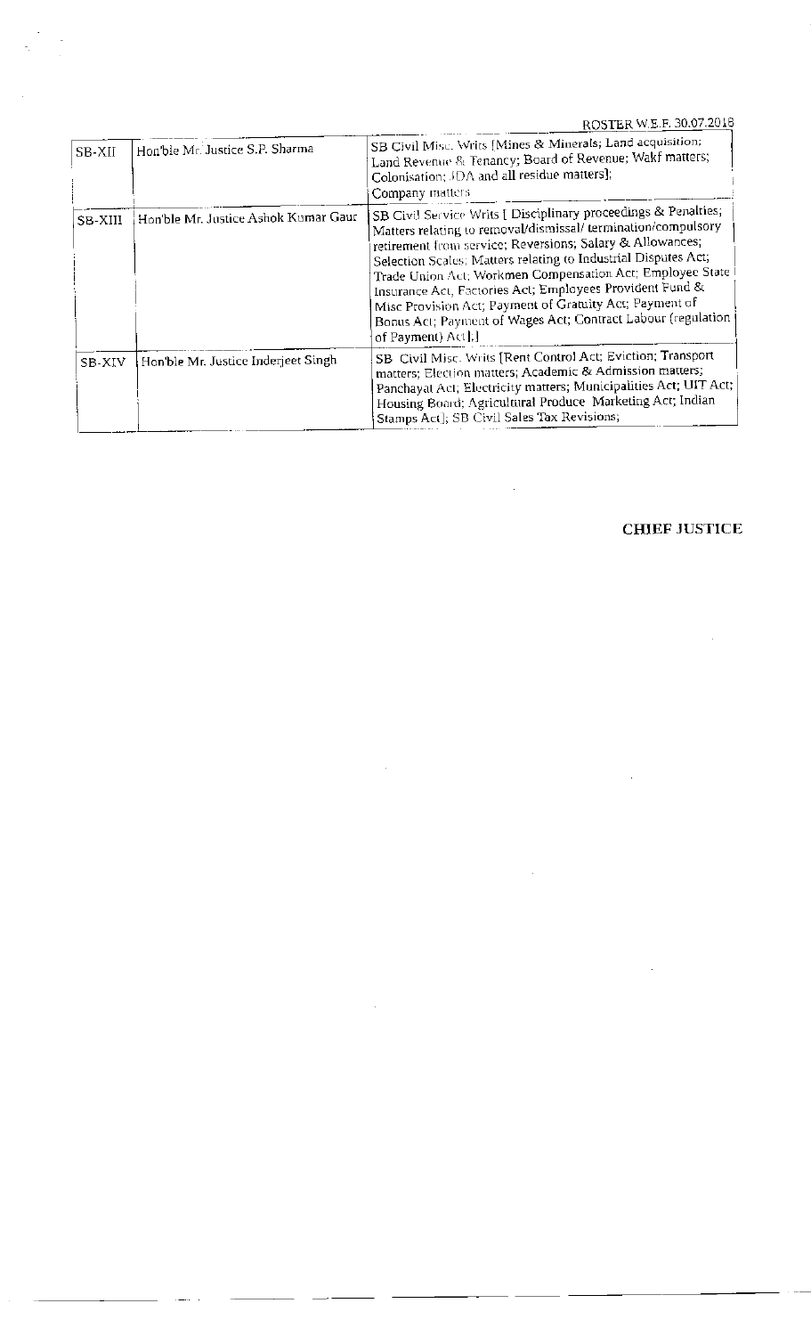ROSTER W.E.F. 30.07.2018

| | | |
|---|---|---|
| SB-XII | Hon'ble Mr. Justice S.P. Sharma | SB Civil Misc. Writs [Mines & Minerals; Land acquisition; Land Revenue & Tenancy; Board of Revenue; Wakf matters; Colonisation; JDA and all residue matters]; Company matters |
| SB-XIII | Hon'ble Mr. Justice Ashok Kumar Gaur | SB Civil Service Writs [ Disciplinary proceedings & Penalties; Matters relating to removal/dismissal/ termination/compulsory retirement from service; Reversions; Salary & Allowances; Selection Scales; Matters relating to Industrial Disputes Act; Trade Union Act; Workmen Compensation Act; Employee State Insurance Act, Factories Act; Employees Provident Fund & Misc Provision Act; Payment of Gratuity Act; Payment of Bonus Act; Payment of Wages Act; Contract Labour (regulation of Payment) Act];] |
| SB-XIV | Hon'ble Mr. Justice Inderjeet Singh | SB Civil Misc. Writs [Rent Control Act; Eviction; Transport matters; Election matters; Academic & Admission matters; Panchayat Act; Electricity matters; Municipalities Act; UIT Act; Housing Board; Agricultural Produce Marketing Act; Indian Stamps Act]; SB Civil Sales Tax Revisions; |

**CHIEF JUSTICE**